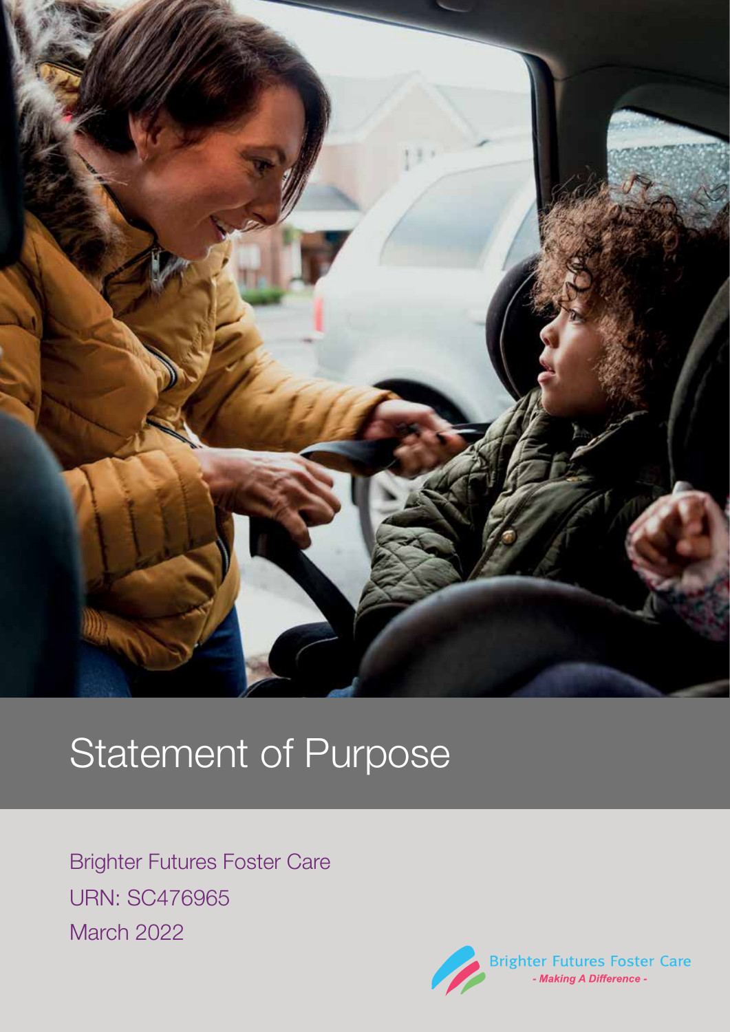# Statement of Purpose

Brighter Futures Foster Care

URN: SC476965

March 2022

Brighter Futures Foster Care

*- Making A Difference -*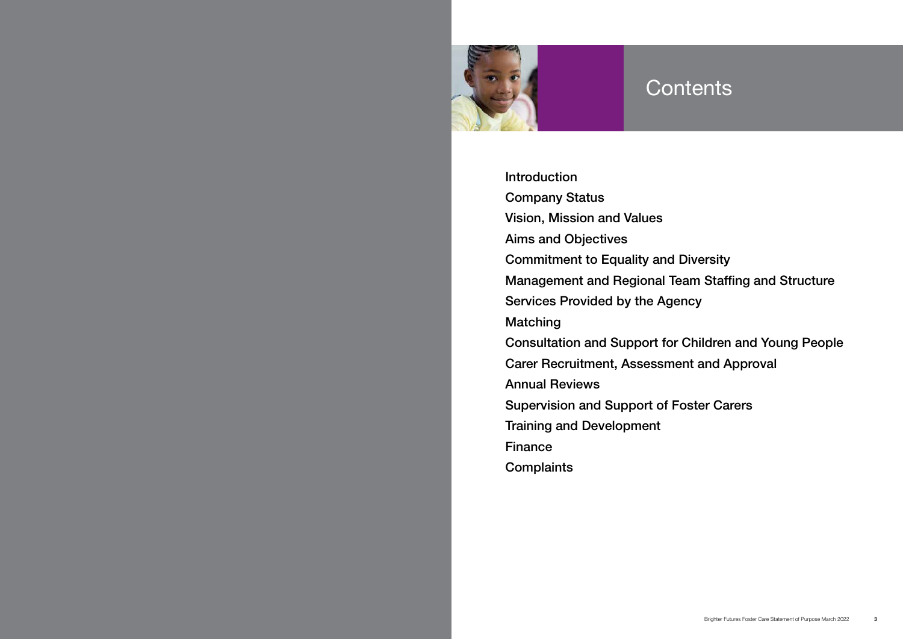# Contents

- Introduction
- Company Status
- Vision, Mission and Values
- Aims and Objectives
- Commitment to Equality and Diversity
- Management and Regional Team Staffing and Structure
- Services Provided by the Agency
- Matching
- Consultation and Support for Children and Young People
- Carer Recruitment, Assessment and Approval
- Annual Reviews
- Supervision and Support of Foster Carers
- Training and Development
- Finance
- Complaints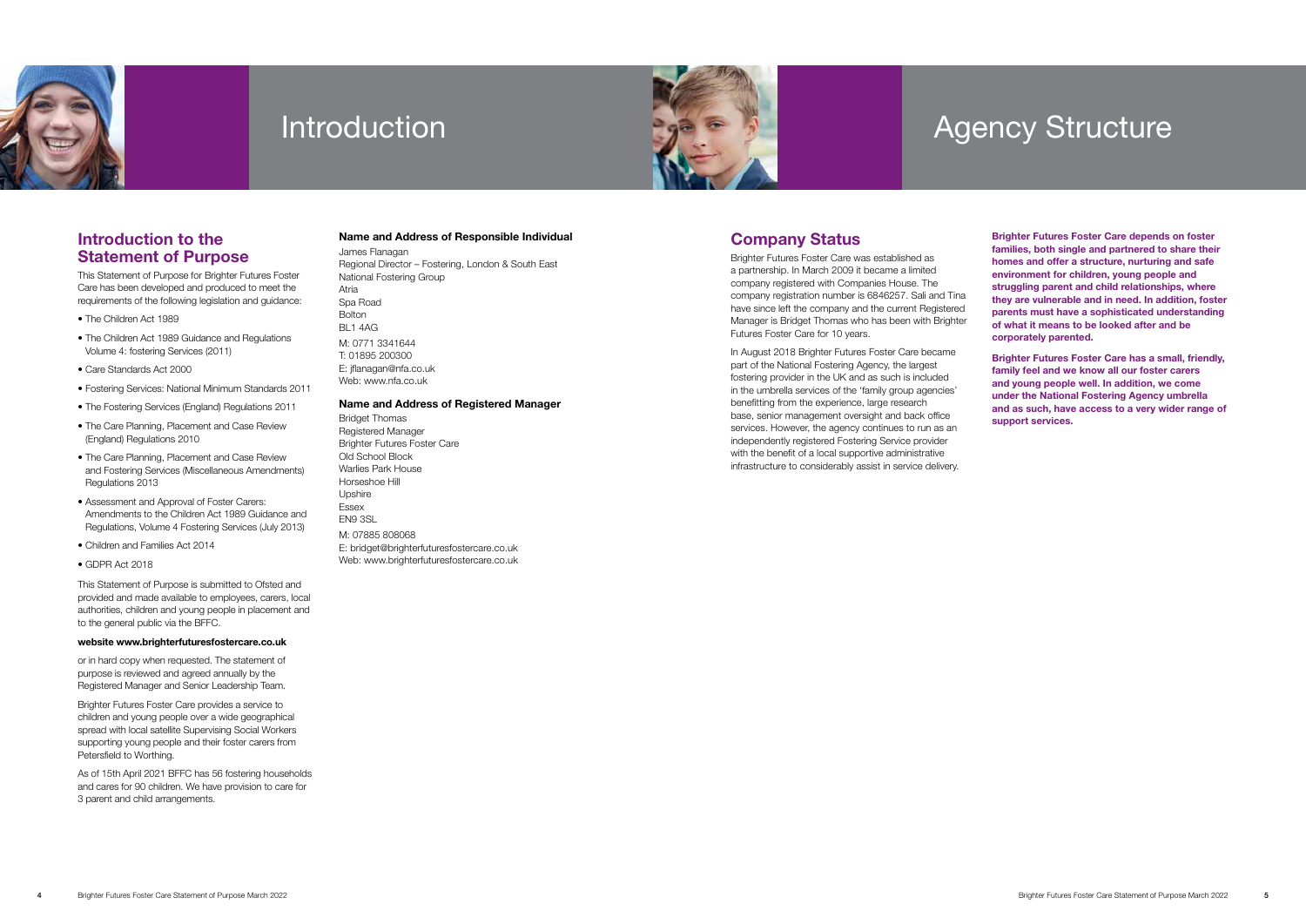# Introduction

## Introduction to the Statement of Purpose

This Statement of Purpose for Brighter Futures Foster Care has been developed and produced to meet the requirements of the following legislation and guidance:

- The Children Act 1989
- The Children Act 1989 Guidance and Regulations Volume 4: fostering Services (2011)
- Care Standards Act 2000
- Fostering Services: National Minimum Standards 2011
- The Fostering Services (England) Regulations 2011
- The Care Planning, Placement and Case Review (England) Regulations 2010
- The Care Planning, Placement and Case Review and Fostering Services (Miscellaneous Amendments) Regulations 2013
- Assessment and Approval of Foster Carers: Amendments to the Children Act 1989 Guidance and Regulations, Volume 4 Fostering Services (July 2013)
- Children and Families Act 2014
- GDPR Act 2018

This Statement of Purpose is submitted to Ofsted and provided and made available to employees, carers, local authorities, children and young people in placement and to the general public via the BFFC.

**website www.brighterfuturesfostercare.co.uk**

or in hard copy when requested. The statement of purpose is reviewed and agreed annually by the Registered Manager and Senior Leadership Team.

Brighter Futures Foster Care provides a service to children and young people over a wide geographical spread with local satellite Supervising Social Workers supporting young people and their foster carers from Petersfield to Worthing.

As of 15th April 2021 BFFC has 56 fostering households and cares for 90 children. We have provision to care for 3 parent and child arrangements.

### Name and Address of Responsible Individual

James Flanagan
Regional Director – Fostering, London & South East
National Fostering Group
Atria
Spa Road
Bolton
BL1 4AG

M: 0771 3341644
T: 01895 200300
E: jflanagan@nfa.co.uk
Web: www.nfa.co.uk

### Name and Address of Registered Manager

Bridget Thomas
Registered Manager
Brighter Futures Foster Care
Old School Block
Warlies Park House
Horseshoe Hill
Upshire
Essex
EN9 3SL

M: 07885 808068
E: bridget@brighterfuturesfostercare.co.uk
Web: www.brighterfuturesfostercare.co.uk

# Agency Structure

## Company Status

Brighter Futures Foster Care was established as a partnership. In March 2009 it became a limited company registered with Companies House. The company registration number is 6846257. Sali and Tina have since left the company and the current Registered Manager is Bridget Thomas who has been with Brighter Futures Foster Care for 10 years.

In August 2018 Brighter Futures Foster Care became part of the National Fostering Agency, the largest fostering provider in the UK and as such is included in the umbrella services of the 'family group agencies' benefitting from the experience, large research base, senior management oversight and back office services. However, the agency continues to run as an independently registered Fostering Service provider with the benefit of a local supportive administrative infrastructure to considerably assist in service delivery.

**Brighter Futures Foster Care depends on foster families, both single and partnered to share their homes and offer a structure, nurturing and safe environment for children, young people and struggling parent and child relationships, where they are vulnerable and in need. In addition, foster parents must have a sophisticated understanding of what it means to be looked after and be corporately parented.**

**Brighter Futures Foster Care has a small, friendly, family feel and we know all our foster carers and young people well. In addition, we come under the National Fostering Agency umbrella and as such, have access to a very wider range of support services.**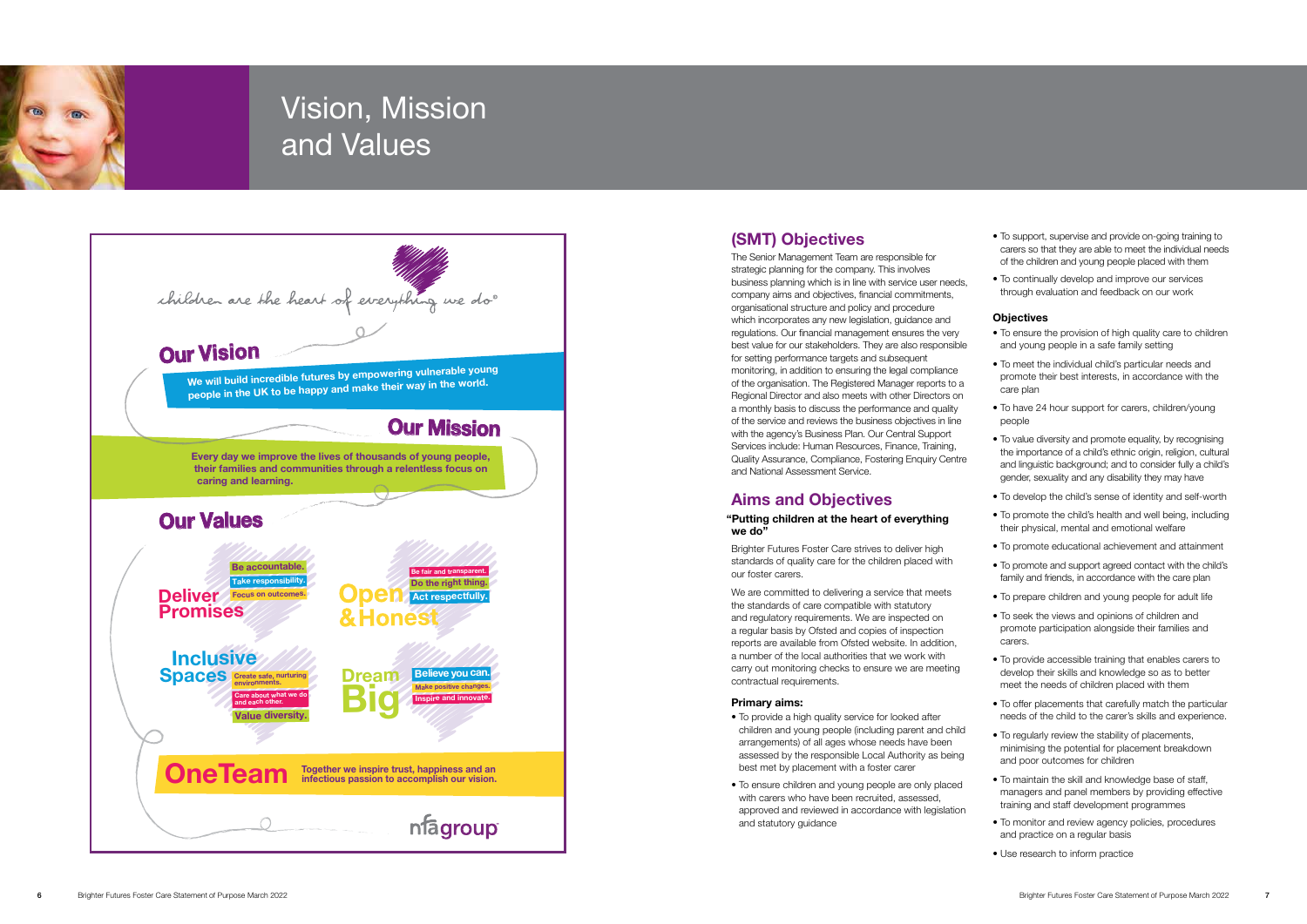# Vision, Mission and Values

children are the heart of everything we do®

## Our Vision

We will build incredible futures by empowering vulnerable young people in the UK to be happy and make their way in the world.

## Our Mission

Every day we improve the lives of thousands of young people, their families and communities through a relentless focus on caring and learning.

## Our Values

**Deliver Promises**
- Be accountable.
- Take responsibility.
- Focus on outcomes.

**Open & Honest**
- Be fair and transparent.
- Do the right thing.
- Act respectfully.

**Inclusive Spaces**
- Create safe, nurturing environments.
- Care about what we do and each other.
- Value diversity.

**Dream Big**
- Believe you can.
- Make positive changes.
- Inspire and innovate.

**OneTeam**
Together we inspire trust, happiness and an infectious passion to accomplish our vision.

nfagroup

## (SMT) Objectives

The Senior Management Team are responsible for strategic planning for the company. This involves business planning which is in line with service user needs, company aims and objectives, financial commitments, organisational structure and policy and procedure which incorporates any new legislation, guidance and regulations. Our financial management ensures the very best value for our stakeholders. They are also responsible for setting performance targets and subsequent monitoring, in addition to ensuring the legal compliance of the organisation. The Registered Manager reports to a Regional Director and also meets with other Directors on a monthly basis to discuss the performance and quality of the service and reviews the business objectives in line with the agency's Business Plan. Our Central Support Services include: Human Resources, Finance, Training, Quality Assurance, Compliance, Fostering Enquiry Centre and National Assessment Service.

## Aims and Objectives

**"Putting children at the heart of everything we do"**

Brighter Futures Foster Care strives to deliver high standards of quality care for the children placed with our foster carers.

We are committed to delivering a service that meets the standards of care compatible with statutory and regulatory requirements. We are inspected on a regular basis by Ofsted and copies of inspection reports are available from Ofsted website. In addition, a number of the local authorities that we work with carry out monitoring checks to ensure we are meeting contractual requirements.

### Primary aims:

- To provide a high quality service for looked after children and young people (including parent and child arrangements) of all ages whose needs have been assessed by the responsible Local Authority as being best met by placement with a foster carer
- To ensure children and young people are only placed with carers who have been recruited, assessed, approved and reviewed in accordance with legislation and statutory guidance
- To support, supervise and provide on-going training to carers so that they are able to meet the individual needs of the children and young people placed with them
- To continually develop and improve our services through evaluation and feedback on our work

### Objectives

- To ensure the provision of high quality care to children and young people in a safe family setting
- To meet the individual child's particular needs and promote their best interests, in accordance with the care plan
- To have 24 hour support for carers, children/young people
- To value diversity and promote equality, by recognising the importance of a child's ethnic origin, religion, cultural and linguistic background; and to consider fully a child's gender, sexuality and any disability they may have
- To develop the child's sense of identity and self-worth
- To promote the child's health and well being, including their physical, mental and emotional welfare
- To promote educational achievement and attainment
- To promote and support agreed contact with the child's family and friends, in accordance with the care plan
- To prepare children and young people for adult life
- To seek the views and opinions of children and promote participation alongside their families and carers.
- To provide accessible training that enables carers to develop their skills and knowledge so as to better meet the needs of children placed with them
- To offer placements that carefully match the particular needs of the child to the carer's skills and experience.
- To regularly review the stability of placements, minimising the potential for placement breakdown and poor outcomes for children
- To maintain the skill and knowledge base of staff, managers and panel members by providing effective training and staff development programmes
- To monitor and review agency policies, procedures and practice on a regular basis
- Use research to inform practice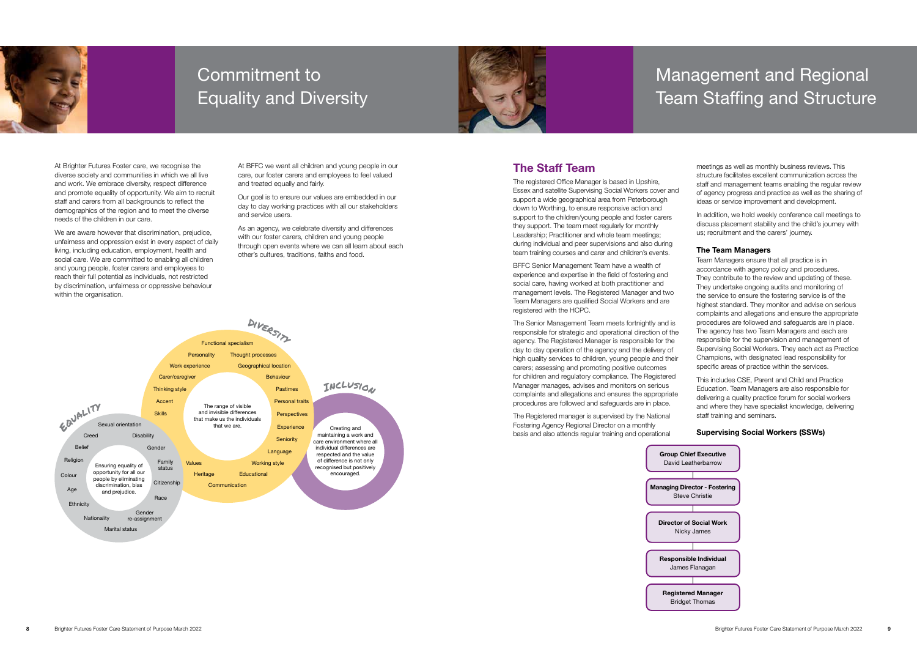# Commitment to Equality and Diversity

At Brighter Futures Foster care, we recognise the diverse society and communities in which we all live and work. We embrace diversity, respect difference and promote equality of opportunity. We aim to recruit staff and carers from all backgrounds to reflect the demographics of the region and to meet the diverse needs of the children in our care.

We are aware however that discrimination, prejudice, unfairness and oppression exist in every aspect of daily living, including education, employment, health and social care. We are committed to enabling all children and young people, foster carers and employees to reach their full potential as individuals, not restricted by discrimination, unfairness or oppressive behaviour within the organisation.

At BFFC we want all children and young people in our care, our foster carers and employees to feel valued and treated equally and fairly.

Our goal is to ensure our values are embedded in our day to day working practices with all our stakeholders and service users.

As an agency, we celebrate diversity and differences with our foster carers, children and young people through open events where we can all learn about each other's cultures, traditions, faiths and food.

**EQUALITY**: Ensuring equality of opportunity for all our people by eliminating discrimination, bias and prejudice.
Sexual orientation, Creed, Disability, Belief, Gender, Religion, Family status, Colour, Citizenship, Age, Race, Ethnicity, Nationality, Gender re-assignment, Marital status

**DIVERSITY**: The range of visible and invisible differences that make us the individuals that we are.
Functional specialism, Personality, Thought processes, Work experience, Geographical location, Carer/caregiver, Behaviour, Thinking style, Pastimes, Accent, Personal traits, Skills, Perspectives, Experience, Seniority, Language, Values, Working style, Heritage, Educational, Communication

**INCLUSION**: Creating and maintaining a work and care environment where all individual differences are respected and the value of difference is not only recognised but positively encouraged.

# Management and Regional Team Staffing and Structure

## The Staff Team

The registered Office Manager is based in Upshire, Essex and satellite Supervising Social Workers cover and support a wide geographical area from Peterborough down to Worthing, to ensure responsive action and support to the children/young people and foster carers they support. The team meet regularly for monthly Leadership; Practitioner and whole team meetings; during individual and peer supervisions and also during team training courses and carer and children's events.

BFFC Senior Management Team have a wealth of experience and expertise in the field of fostering and social care, having worked at both practitioner and management levels. The Registered Manager and two Team Managers are qualified Social Workers and are registered with the HCPC.

The Senior Management Team meets fortnightly and is responsible for strategic and operational direction of the agency. The Registered Manager is responsible for the day to day operation of the agency and the delivery of high quality services to children, young people and their carers; assessing and promoting positive outcomes for children and regulatory compliance. The Registered Manager manages, advises and monitors on serious complaints and allegations and ensures the appropriate procedures are followed and safeguards are in place.

The Registered manager is supervised by the National Fostering Agency Regional Director on a monthly basis and also attends regular training and operational meetings as well as monthly business reviews. This structure facilitates excellent communication across the staff and management teams enabling the regular review of agency progress and practice as well as the sharing of ideas or service improvement and development.

In addition, we hold weekly conference call meetings to discuss placement stability and the child's journey with us; recruitment and the carers' journey.

### The Team Managers

Team Managers ensure that all practice is in accordance with agency policy and procedures. They contribute to the review and updating of these. They undertake ongoing audits and monitoring of the service to ensure the fostering service is of the highest standard. They monitor and advise on serious complaints and allegations and ensure the appropriate procedures are followed and safeguards are in place. The agency has two Team Managers and each are responsible for the supervision and management of Supervising Social Workers. They each act as Practice Champions, with designated lead responsibility for specific areas of practice within the services.

This includes CSE, Parent and Child and Practice Education. Team Managers are also responsible for delivering a quality practice forum for social workers and where they have specialist knowledge, delivering staff training and seminars.

### Supervising Social Workers (SSWs)

**Group Chief Executive**
David Leatherbarrow

**Managing Director - Fostering**
Steve Christie

**Director of Social Work**
Nicky James

**Responsible Individual**
James Flanagan

**Registered Manager**
Bridget Thomas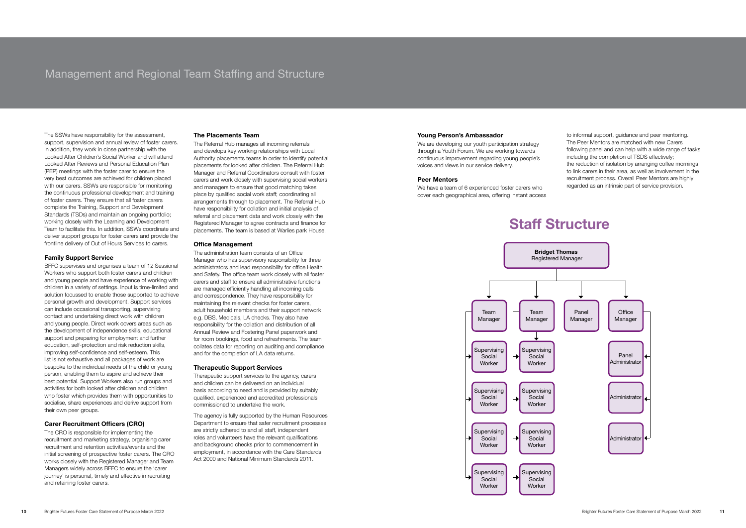# Management and Regional Team Staffing and Structure

The SSWs have responsibility for the assessment, support, supervision and annual review of foster carers. In addition, they work in close partnership with the Looked After Children's Social Worker and will attend Looked After Reviews and Personal Education Plan (PEP) meetings with the foster carer to ensure the very best outcomes are achieved for children placed with our carers. SSWs are responsible for monitoring the continuous professional development and training of foster carers. They ensure that all foster carers complete the Training, Support and Development Standards (TSDs) and maintain an ongoing portfolio; working closely with the Learning and Development Team to facilitate this. In addition, SSWs coordinate and deliver support groups for foster carers and provide the frontline delivery of Out of Hours Services to carers.

### Family Support Service

BFFC supervises and organises a team of 12 Sessional Workers who support both foster carers and children and young people and have experience of working with children in a variety of settings. Input is time-limited and solution focussed to enable those supported to achieve personal growth and development. Support services can include occasional transporting, supervising contact and undertaking direct work with children and young people. Direct work covers areas such as the development of independence skills, educational support and preparing for employment and further education, self-protection and risk reduction skills, improving self-confidence and self-esteem. This list is not exhaustive and all packages of work are bespoke to the individual needs of the child or young person, enabling them to aspire and achieve their best potential. Support Workers also run groups and activities for both looked after children and children who foster which provides them with opportunities to socialise, share experiences and derive support from their own peer groups.

### Carer Recruitment Officers (CRO)

The CRO is responsible for implementing the recruitment and marketing strategy, organising carer recruitment and retention activities/events and the initial screening of prospective foster carers. The CRO works closely with the Registered Manager and Team Managers widely across BFFC to ensure the 'carer journey' is personal, timely and effective in recruiting and retaining foster carers.

### The Placements Team

The Referral Hub manages all incoming referrals and develops key working relationships with Local Authority placements teams in order to identify potential placements for looked after children. The Referral Hub Manager and Referral Coordinators consult with foster carers and work closely with supervising social workers and managers to ensure that good matching takes place by qualified social work staff; coordinating all arrangements through to placement. The Referral Hub have responsibility for collation and initial analysis of referral and placement data and work closely with the Registered Manager to agree contracts and finance for placements. The team is based at Warlies park House.

### Office Management

The administration team consists of an Office Manager who has supervisory responsibility for three administrators and lead responsibility for office Health and Safety. The office team work closely with all foster carers and staff to ensure all administrative functions are managed efficiently handling all incoming calls and correspondence. They have responsibility for maintaining the relevant checks for foster carers, adult household members and their support network e.g. DBS, Medicals, LA checks. They also have responsibility for the collation and distribution of all Annual Review and Fostering Panel paperwork and for room bookings, food and refreshments. The team collates data for reporting on auditing and compliance and for the completion of LA data returns.

### Therapeutic Support Services

Therapeutic support services to the agency, carers and children can be delivered on an individual basis according to need and is provided by suitably qualified, experienced and accredited professionals commissioned to undertake the work.

The agency is fully supported by the Human Resources Department to ensure that safer recruitment processes are strictly adhered to and all staff, independent roles and volunteers have the relevant qualifications and background checks prior to commencement in employment, in accordance with the Care Standards Act 2000 and National Minimum Standards 2011.

### Young Person's Ambassador

We are developing our youth participation strategy through a Youth Forum. We are working towards continuous improvement regarding young people's voices and views in our service delivery.

### Peer Mentors

We have a team of 6 experienced foster carers who cover each geographical area, offering instant access to informal support, guidance and peer mentoring. The Peer Mentors are matched with new Carers following panel and can help with a wide range of tasks including the completion of TSDS effectively; the reduction of isolation by arranging coffee mornings to link carers in their area, as well as involvement in the recruitment process. Overall Peer Mentors are highly regarded as an intrinsic part of service provision.

## Staff Structure

**Bridget Thomas**
Registered Manager

- Team Manager
  - Supervising Social Worker
  - Supervising Social Worker
  - Supervising Social Worker
  - Supervising Social Worker
- Team Manager
  - Supervising Social Worker
  - Supervising Social Worker
  - Supervising Social Worker
  - Supervising Social Worker
- Panel Manager
- Office Manager
  - Panel Administrator
  - Administrator
  - Administrator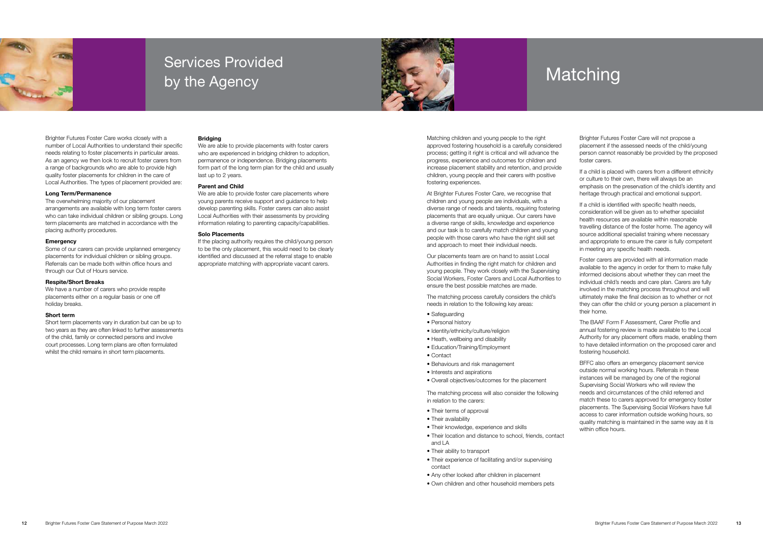# Services Provided by the Agency

Brighter Futures Foster Care works closely with a number of Local Authorities to understand their specific needs relating to foster placements in particular areas. As an agency we then look to recruit foster carers from a range of backgrounds who are able to provide high quality foster placements for children in the care of Local Authorities. The types of placement provided are:

**Long Term/Permanence**

The overwhelming majority of our placement arrangements are available with long term foster carers who can take individual children or sibling groups. Long term placements are matched in accordance with the placing authority procedures.

**Emergency**

Some of our carers can provide unplanned emergency placements for individual children or sibling groups. Referrals can be made both within office hours and through our Out of Hours service.

**Respite/Short Breaks**

We have a number of carers who provide respite placements either on a regular basis or one off holiday breaks.

**Short term**

Short term placements vary in duration but can be up to two years as they are often linked to further assessments of the child, family or connected persons and involve court processes. Long term plans are often formulated whilst the child remains in short term placements.

**Bridging**

We are able to provide placements with foster carers who are experienced in bridging children to adoption, permanence or independence. Bridging placements form part of the long term plan for the child and usually last up to 2 years.

**Parent and Child**

We are able to provide foster care placements where young parents receive support and guidance to help develop parenting skills. Foster carers can also assist Local Authorities with their assessments by providing information relating to parenting capacity/capabilities.

**Solo Placements**

If the placing authority requires the child/young person to be the only placement, this would need to be clearly identified and discussed at the referral stage to enable appropriate matching with appropriate vacant carers.

# Matching

Matching children and young people to the right approved fostering household is a carefully considered process; getting it right is critical and will advance the progress, experience and outcomes for children and increase placement stability and retention, and provide children, young people and their carers with positive fostering experiences.

At Brighter Futures Foster Care, we recognise that children and young people are individuals, with a diverse range of needs and talents, requiring fostering placements that are equally unique. Our carers have a diverse range of skills, knowledge and experience and our task is to carefully match children and young people with those carers who have the right skill set and approach to meet their individual needs.

Our placements team are on hand to assist Local Authorities in finding the right match for children and young people. They work closely with the Supervising Social Workers, Foster Carers and Local Authorities to ensure the best possible matches are made.

The matching process carefully considers the child's needs in relation to the following key areas:

- Safeguarding
- Personal history
- Identity/ethnicity/culture/religion
- Heath, wellbeing and disability
- Education/Training/Employment
- Contact
- Behaviours and risk management
- Interests and aspirations
- Overall objectives/outcomes for the placement

The matching process will also consider the following in relation to the carers:

- Their terms of approval
- Their availability
- Their knowledge, experience and skills
- Their location and distance to school, friends, contact and LA
- Their ability to transport
- Their experience of facilitating and/or supervising contact
- Any other looked after children in placement
- Own children and other household members pets

Brighter Futures Foster Care will not propose a placement if the assessed needs of the child/young person cannot reasonably be provided by the proposed foster carers.

If a child is placed with carers from a different ethnicity or culture to their own, there will always be an emphasis on the preservation of the child's identity and heritage through practical and emotional support.

If a child is identified with specific health needs, consideration will be given as to whether specialist health resources are available within reasonable travelling distance of the foster home. The agency will source additional specialist training where necessary and appropriate to ensure the carer is fully competent in meeting any specific health needs.

Foster carers are provided with all information made available to the agency in order for them to make fully informed decisions about whether they can meet the individual child's needs and care plan. Carers are fully involved in the matching process throughout and will ultimately make the final decision as to whether or not they can offer the child or young person a placement in their home.

The BAAF Form F Assessment, Carer Profile and annual fostering review is made available to the Local Authority for any placement offers made, enabling them to have detailed information on the proposed carer and fostering household.

BFFC also offers an emergency placement service outside normal working hours. Referrals in these instances will be managed by one of the regional Supervising Social Workers who will review the needs and circumstances of the child referred and match these to carers approved for emergency foster placements. The Supervising Social Workers have full access to carer information outside working hours, so quality matching is maintained in the same way as it is within office hours.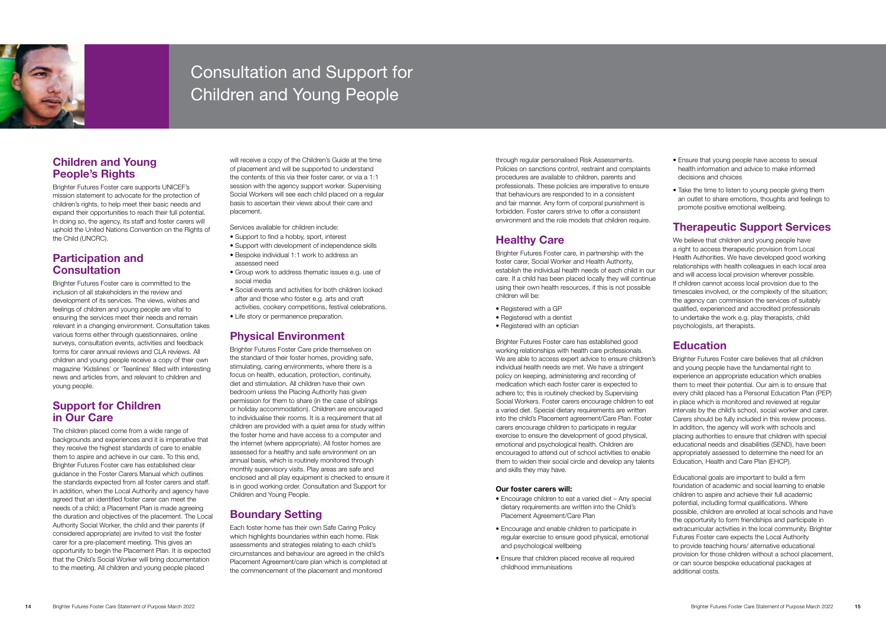# Consultation and Support for Children and Young People

## Children and Young People's Rights

Brighter Futures Foster care supports UNICEF's mission statement to advocate for the protection of children's rights, to help meet their basic needs and expand their opportunities to reach their full potential. In doing so, the agency, its staff and foster carers will uphold the United Nations Convention on the Rights of the Child (UNCRC).

## Participation and Consultation

Brighter Futures Foster care is committed to the inclusion of all stakeholders in the review and development of its services. The views, wishes and feelings of children and young people are vital to ensuring the services meet their needs and remain relevant in a changing environment. Consultation takes various forms either through questionnaires, online surveys, consultation events, activities and feedback forms for carer annual reviews and CLA reviews. All children and young people receive a copy of their own magazine 'Kidslines' or 'Teenlines' filled with interesting news and articles from, and relevant to children and young people.

## Support for Children in Our Care

The children placed come from a wide range of backgrounds and experiences and it is imperative that they receive the highest standards of care to enable them to aspire and achieve in our care. To this end, Brighter Futures Foster care has established clear guidance in the Foster Carers Manual which outlines the standards expected from all foster carers and staff. In addition, when the Local Authority and agency have agreed that an identified foster carer can meet the needs of a child; a Placement Plan is made agreeing the duration and objectives of the placement. The Local Authority Social Worker, the child and their parents (if considered appropriate) are invited to visit the foster carer for a pre-placement meeting. This gives an opportunity to begin the Placement Plan. It is expected that the Child's Social Worker will bring documentation to the meeting. All children and young people placed will receive a copy of the Children's Guide at the time of placement and will be supported to understand the contents of this via their foster carer, or via a 1:1 session with the agency support worker. Supervising Social Workers will see each child placed on a regular basis to ascertain their views about their care and placement.

Services available for children include:

- Support to find a hobby, sport, interest
- Support with development of independence skills
- Bespoke individual 1:1 work to address an assessed need
- Group work to address thematic issues e.g. use of social media
- Social events and activities for both children looked after and those who foster e.g. arts and craft activities, cookery competitions, festival celebrations.
- Life story or permanence preparation.

## Physical Environment

Brighter Futures Foster Care pride themselves on the standard of their foster homes, providing safe, stimulating, caring environments, where there is a focus on health, education, protection, continuity, diet and stimulation. All children have their own bedroom unless the Placing Authority has given permission for them to share (in the case of siblings or holiday accommodation). Children are encouraged to individualise their rooms. It is a requirement that all children are provided with a quiet area for study within the foster home and have access to a computer and the internet (where appropriate). All foster homes are assessed for a healthy and safe environment on an annual basis, which is routinely monitored through monthly supervisory visits. Play areas are safe and enclosed and all play equipment is checked to ensure it is in good working order. Consultation and Support for Children and Young People.

## Boundary Setting

Each foster home has their own Safe Caring Policy which highlights boundaries within each home. Risk assessments and strategies relating to each child's circumstances and behaviour are agreed in the child's Placement Agreement/care plan which is completed at the commencement of the placement and monitored through regular personalised Risk Assessments. Policies on sanctions control, restraint and complaints procedures are available to children, parents and professionals. These policies are imperative to ensure that behaviours are responded to in a consistent and fair manner. Any form of corporal punishment is forbidden. Foster carers strive to offer a consistent environment and the role models that children require.

## Healthy Care

Brighter Futures Foster care, in partnership with the foster carer, Social Worker and Health Authority, establish the individual health needs of each child in our care. If a child has been placed locally they will continue using their own health resources, if this is not possible children will be:

- Registered with a GP
- Registered with a dentist
- Registered with an optician

Brighter Futures Foster care has established good working relationships with health care professionals. We are able to access expert advice to ensure children's individual health needs are met. We have a stringent policy on keeping, administering and recording of medication which each foster carer is expected to adhere to; this is routinely checked by Supervising Social Workers. Foster carers encourage children to eat a varied diet. Special dietary requirements are written into the child's Placement agreement/Care Plan. Foster carers encourage children to participate in regular exercise to ensure the development of good physical, emotional and psychological health. Children are encouraged to attend out of school activities to enable them to widen their social circle and develop any talents and skills they may have.

**Our foster carers will:**

- Encourage children to eat a varied diet – Any special dietary requirements are written into the Child's Placement Agreement/Care Plan
- Encourage and enable children to participate in regular exercise to ensure good physical, emotional and psychological wellbeing
- Ensure that children placed receive all required childhood immunisations
- Ensure that young people have access to sexual health information and advice to make informed decisions and choices
- Take the time to listen to young people giving them an outlet to share emotions, thoughts and feelings to promote positive emotional wellbeing.

## Therapeutic Support Services

We believe that children and young people have a right to access therapeutic provision from Local Health Authorities. We have developed good working relationships with health colleagues in each local area and will access local provision wherever possible. If children cannot access local provision due to the timescales involved, or the complexity of the situation; the agency can commission the services of suitably qualified, experienced and accredited professionals to undertake the work e.g. play therapists, child psychologists, art therapists.

## Education

Brighter Futures Foster care believes that all children and young people have the fundamental right to experience an appropriate education which enables them to meet their potential. Our aim is to ensure that every child placed has a Personal Education Plan (PEP) in place which is monitored and reviewed at regular intervals by the child's school, social worker and carer. Carers should be fully included in this review process. In addition, the agency will work with schools and placing authorities to ensure that children with special educational needs and disabilities (SEND), have been appropriately assessed to determine the need for an Education, Health and Care Plan (EHCP).

Educational goals are important to build a firm foundation of academic and social learning to enable children to aspire and achieve their full academic potential, including formal qualifications. Where possible, children are enrolled at local schools and have the opportunity to form friendships and participate in extracurricular activities in the local community. Brighter Futures Foster care expects the Local Authority to provide teaching hours/ alternative educational provision for those children without a school placement, or can source bespoke educational packages at additional costs.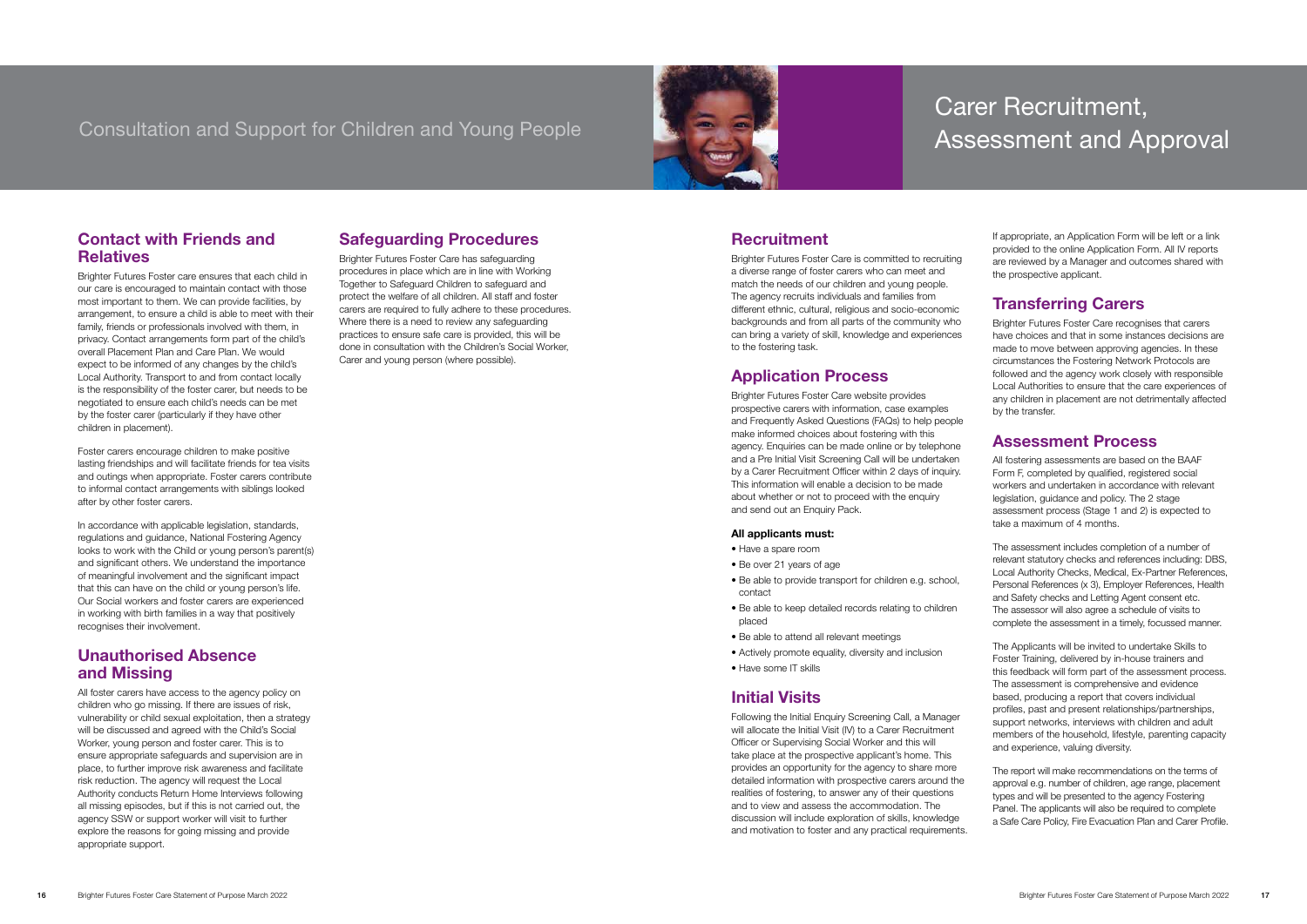# Consultation and Support for Children and Young People

## Contact with Friends and Relatives

Brighter Futures Foster care ensures that each child in our care is encouraged to maintain contact with those most important to them. We can provide facilities, by arrangement, to ensure a child is able to meet with their family, friends or professionals involved with them, in privacy. Contact arrangements form part of the child's overall Placement Plan and Care Plan. We would expect to be informed of any changes by the child's Local Authority. Transport to and from contact locally is the responsibility of the foster carer, but needs to be negotiated to ensure each child's needs can be met by the foster carer (particularly if they have other children in placement).

Foster carers encourage children to make positive lasting friendships and will facilitate friends for tea visits and outings when appropriate. Foster carers contribute to informal contact arrangements with siblings looked after by other foster carers.

In accordance with applicable legislation, standards, regulations and guidance, National Fostering Agency looks to work with the Child or young person's parent(s) and significant others. We understand the importance of meaningful involvement and the significant impact that this can have on the child or young person's life. Our Social workers and foster carers are experienced in working with birth families in a way that positively recognises their involvement.

## Unauthorised Absence and Missing

All foster carers have access to the agency policy on children who go missing. If there are issues of risk, vulnerability or child sexual exploitation, then a strategy will be discussed and agreed with the Child's Social Worker, young person and foster carer. This is to ensure appropriate safeguards and supervision are in place, to further improve risk awareness and facilitate risk reduction. The agency will request the Local Authority conducts Return Home Interviews following all missing episodes, but if this is not carried out, the agency SSW or support worker will visit to further explore the reasons for going missing and provide appropriate support.

## Safeguarding Procedures

Brighter Futures Foster Care has safeguarding procedures in place which are in line with Working Together to Safeguard Children to safeguard and protect the welfare of all children. All staff and foster carers are required to fully adhere to these procedures. Where there is a need to review any safeguarding practices to ensure safe care is provided, this will be done in consultation with the Children's Social Worker, Carer and young person (where possible).

# Carer Recruitment, Assessment and Approval

## Recruitment

Brighter Futures Foster Care is committed to recruiting a diverse range of foster carers who can meet and match the needs of our children and young people. The agency recruits individuals and families from different ethnic, cultural, religious and socio-economic backgrounds and from all parts of the community who can bring a variety of skill, knowledge and experiences to the fostering task.

## Application Process

Brighter Futures Foster Care website provides prospective carers with information, case examples and Frequently Asked Questions (FAQs) to help people make informed choices about fostering with this agency. Enquiries can be made online or by telephone and a Pre Initial Visit Screening Call will be undertaken by a Carer Recruitment Officer within 2 days of inquiry. This information will enable a decision to be made about whether or not to proceed with the enquiry and send out an Enquiry Pack.

**All applicants must:**

- Have a spare room
- Be over 21 years of age
- Be able to provide transport for children e.g. school, contact
- Be able to keep detailed records relating to children placed
- Be able to attend all relevant meetings
- Actively promote equality, diversity and inclusion
- Have some IT skills

## Initial Visits

Following the Initial Enquiry Screening Call, a Manager will allocate the Initial Visit (IV) to a Carer Recruitment Officer or Supervising Social Worker and this will take place at the prospective applicant's home. This provides an opportunity for the agency to share more detailed information with prospective carers around the realities of fostering, to answer any of their questions and to view and assess the accommodation. The discussion will include exploration of skills, knowledge and motivation to foster and any practical requirements.

If appropriate, an Application Form will be left or a link provided to the online Application Form. All IV reports are reviewed by a Manager and outcomes shared with the prospective applicant.

## Transferring Carers

Brighter Futures Foster Care recognises that carers have choices and that in some instances decisions are made to move between approving agencies. In these circumstances the Fostering Network Protocols are followed and the agency work closely with responsible Local Authorities to ensure that the care experiences of any children in placement are not detrimentally affected by the transfer.

## Assessment Process

All fostering assessments are based on the BAAF Form F, completed by qualified, registered social workers and undertaken in accordance with relevant legislation, guidance and policy. The 2 stage assessment process (Stage 1 and 2) is expected to take a maximum of 4 months.

The assessment includes completion of a number of relevant statutory checks and references including: DBS, Local Authority Checks, Medical, Ex-Partner References, Personal References (x 3), Employer References, Health and Safety checks and Letting Agent consent etc. The assessor will also agree a schedule of visits to complete the assessment in a timely, focussed manner.

The Applicants will be invited to undertake Skills to Foster Training, delivered by in-house trainers and this feedback will form part of the assessment process. The assessment is comprehensive and evidence based, producing a report that covers individual profiles, past and present relationships/partnerships, support networks, interviews with children and adult members of the household, lifestyle, parenting capacity and experience, valuing diversity.

The report will make recommendations on the terms of approval e.g. number of children, age range, placement types and will be presented to the agency Fostering Panel. The applicants will also be required to complete a Safe Care Policy, Fire Evacuation Plan and Carer Profile.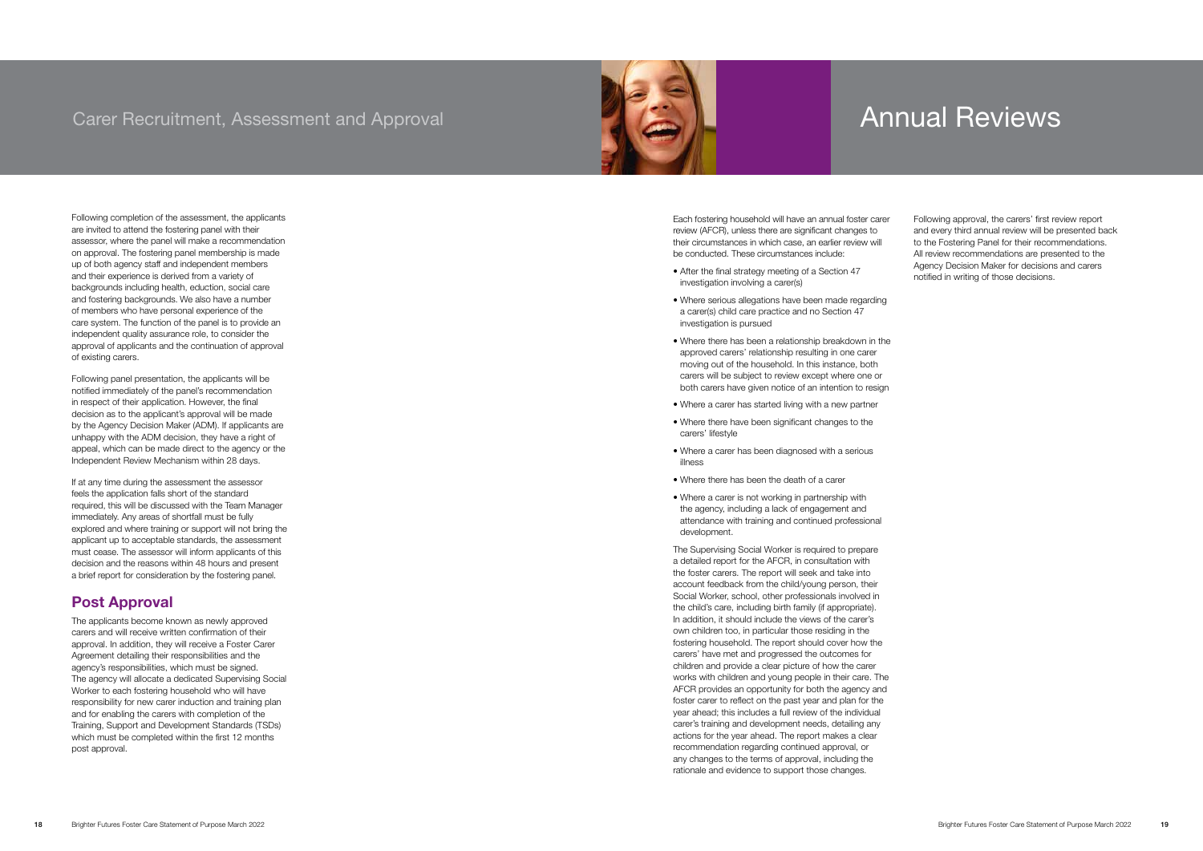## Carer Recruitment, Assessment and Approval

Following completion of the assessment, the applicants are invited to attend the fostering panel with their assessor, where the panel will make a recommendation on approval. The fostering panel membership is made up of both agency staff and independent members and their experience is derived from a variety of backgrounds including health, eduction, social care and fostering backgrounds. We also have a number of members who have personal experience of the care system. The function of the panel is to provide an independent quality assurance role, to consider the approval of applicants and the continuation of approval of existing carers.

Following panel presentation, the applicants will be notified immediately of the panel's recommendation in respect of their application. However, the final decision as to the applicant's approval will be made by the Agency Decision Maker (ADM). If applicants are unhappy with the ADM decision, they have a right of appeal, which can be made direct to the agency or the Independent Review Mechanism within 28 days.

If at any time during the assessment the assessor feels the application falls short of the standard required, this will be discussed with the Team Manager immediately. Any areas of shortfall must be fully explored and where training or support will not bring the applicant up to acceptable standards, the assessment must cease. The assessor will inform applicants of this decision and the reasons within 48 hours and present a brief report for consideration by the fostering panel.

### Post Approval

The applicants become known as newly approved carers and will receive written confirmation of their approval. In addition, they will receive a Foster Carer Agreement detailing their responsibilities and the agency's responsibilities, which must be signed. The agency will allocate a dedicated Supervising Social Worker to each fostering household who will have responsibility for new carer induction and training plan and for enabling the carers with completion of the Training, Support and Development Standards (TSDs) which must be completed within the first 12 months post approval.

## Annual Reviews

Each fostering household will have an annual foster carer review (AFCR), unless there are significant changes to their circumstances in which case, an earlier review will be conducted. These circumstances include:

- After the final strategy meeting of a Section 47 investigation involving a carer(s)
- Where serious allegations have been made regarding a carer(s) child care practice and no Section 47 investigation is pursued
- Where there has been a relationship breakdown in the approved carers' relationship resulting in one carer moving out of the household. In this instance, both carers will be subject to review except where one or both carers have given notice of an intention to resign
- Where a carer has started living with a new partner
- Where there have been significant changes to the carers' lifestyle
- Where a carer has been diagnosed with a serious illness
- Where there has been the death of a carer
- Where a carer is not working in partnership with the agency, including a lack of engagement and attendance with training and continued professional development.

The Supervising Social Worker is required to prepare a detailed report for the AFCR, in consultation with the foster carers. The report will seek and take into account feedback from the child/young person, their Social Worker, school, other professionals involved in the child's care, including birth family (if appropriate). In addition, it should include the views of the carer's own children too, in particular those residing in the fostering household. The report should cover how the carers' have met and progressed the outcomes for children and provide a clear picture of how the carer works with children and young people in their care. The AFCR provides an opportunity for both the agency and foster carer to reflect on the past year and plan for the year ahead; this includes a full review of the individual carer's training and development needs, detailing any actions for the year ahead. The report makes a clear recommendation regarding continued approval, or any changes to the terms of approval, including the rationale and evidence to support those changes.

Following approval, the carers' first review report and every third annual review will be presented back to the Fostering Panel for their recommendations. All review recommendations are presented to the Agency Decision Maker for decisions and carers notified in writing of those decisions.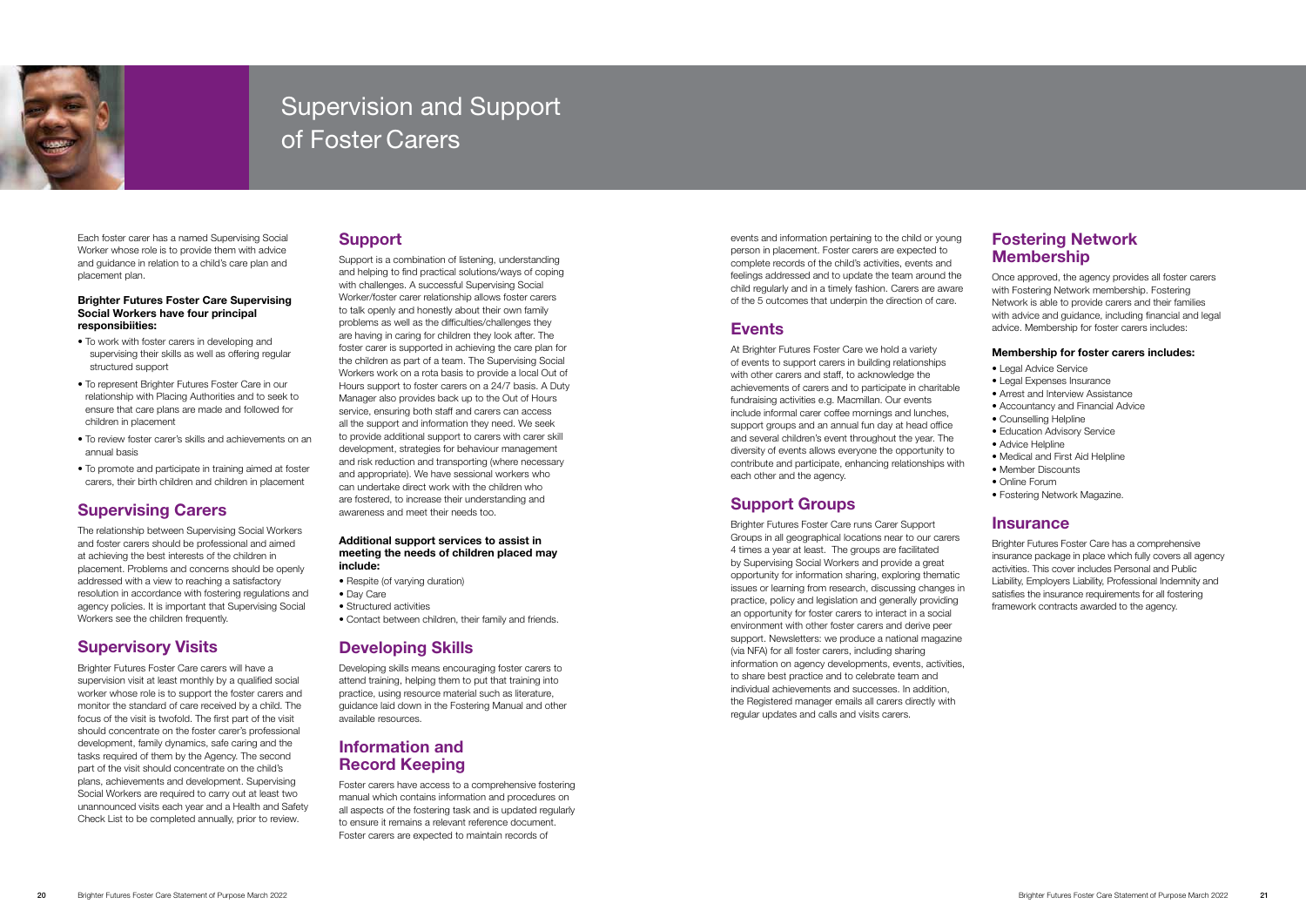# Supervision and Support of Foster Carers

Each foster carer has a named Supervising Social Worker whose role is to provide them with advice and guidance in relation to a child's care plan and placement plan.

**Brighter Futures Foster Care Supervising Social Workers have four principal responsibilities:**

- To work with foster carers in developing and supervising their skills as well as offering regular structured support
- To represent Brighter Futures Foster Care in our relationship with Placing Authorities and to seek to ensure that care plans are made and followed for children in placement
- To review foster carer's skills and achievements on an annual basis
- To promote and participate in training aimed at foster carers, their birth children and children in placement

## Supervising Carers

The relationship between Supervising Social Workers and foster carers should be professional and aimed at achieving the best interests of the children in placement. Problems and concerns should be openly addressed with a view to reaching a satisfactory resolution in accordance with fostering regulations and agency policies. It is important that Supervising Social Workers see the children frequently.

## Supervisory Visits

Brighter Futures Foster Care carers will have a supervision visit at least monthly by a qualified social worker whose role is to support the foster carers and monitor the standard of care received by a child. The focus of the visit is twofold. The first part of the visit should concentrate on the foster carer's professional development, family dynamics, safe caring and the tasks required of them by the Agency. The second part of the visit should concentrate on the child's plans, achievements and development. Supervising Social Workers are required to carry out at least two unannounced visits each year and a Health and Safety Check List to be completed annually, prior to review.

## Support

Support is a combination of listening, understanding and helping to find practical solutions/ways of coping with challenges. A successful Supervising Social Worker/foster carer relationship allows foster carers to talk openly and honestly about their own family problems as well as the difficulties/challenges they are having in caring for children they look after. The foster carer is supported in achieving the care plan for the children as part of a team. The Supervising Social Workers work on a rota basis to provide a local Out of Hours support to foster carers on a 24/7 basis. A Duty Manager also provides back up to the Out of Hours service, ensuring both staff and carers can access all the support and information they need. We seek to provide additional support to carers with carer skill development, strategies for behaviour management and risk reduction and transporting (where necessary and appropriate). We have sessional workers who can undertake direct work with the children who are fostered, to increase their understanding and awareness and meet their needs too.

**Additional support services to assist in meeting the needs of children placed may include:**

- Respite (of varying duration)
- Day Care
- Structured activities
- Contact between children, their family and friends.

## Developing Skills

Developing skills means encouraging foster carers to attend training, helping them to put that training into practice, using resource material such as literature, guidance laid down in the Fostering Manual and other available resources.

## Information and Record Keeping

Foster carers have access to a comprehensive fostering manual which contains information and procedures on all aspects of the fostering task and is updated regularly to ensure it remains a relevant reference document. Foster carers are expected to maintain records of events and information pertaining to the child or young person in placement. Foster carers are expected to complete records of the child's activities, events and feelings addressed and to update the team around the child regularly and in a timely fashion. Carers are aware of the 5 outcomes that underpin the direction of care.

## Events

At Brighter Futures Foster Care we hold a variety of events to support carers in building relationships with other carers and staff, to acknowledge the achievements of carers and to participate in charitable fundraising activities e.g. Macmillan. Our events include informal carer coffee mornings and lunches, support groups and an annual fun day at head office and several children's event throughout the year. The diversity of events allows everyone the opportunity to contribute and participate, enhancing relationships with each other and the agency.

## Support Groups

Brighter Futures Foster Care runs Carer Support Groups in all geographical locations near to our carers 4 times a year at least. The groups are facilitated by Supervising Social Workers and provide a great opportunity for information sharing, exploring thematic issues or learning from research, discussing changes in practice, policy and legislation and generally providing an opportunity for foster carers to interact in a social environment with other foster carers and derive peer support. Newsletters: we produce a national magazine (via NFA) for all foster carers, including sharing information on agency developments, events, activities, to share best practice and to celebrate team and individual achievements and successes. In addition, the Registered manager emails all carers directly with regular updates and calls and visits carers.

## Fostering Network Membership

Once approved, the agency provides all foster carers with Fostering Network membership. Fostering Network is able to provide carers and their families with advice and guidance, including financial and legal advice. Membership for foster carers includes:

**Membership for foster carers includes:**

- Legal Advice Service
- Legal Expenses Insurance
- Arrest and Interview Assistance
- Accountancy and Financial Advice
- Counselling Helpline
- Education Advisory Service
- Advice Helpline
- Medical and First Aid Helpline
- Member Discounts
- Online Forum
- Fostering Network Magazine.

## Insurance

Brighter Futures Foster Care has a comprehensive insurance package in place which fully covers all agency activities. This cover includes Personal and Public Liability, Employers Liability, Professional Indemnity and satisfies the insurance requirements for all fostering framework contracts awarded to the agency.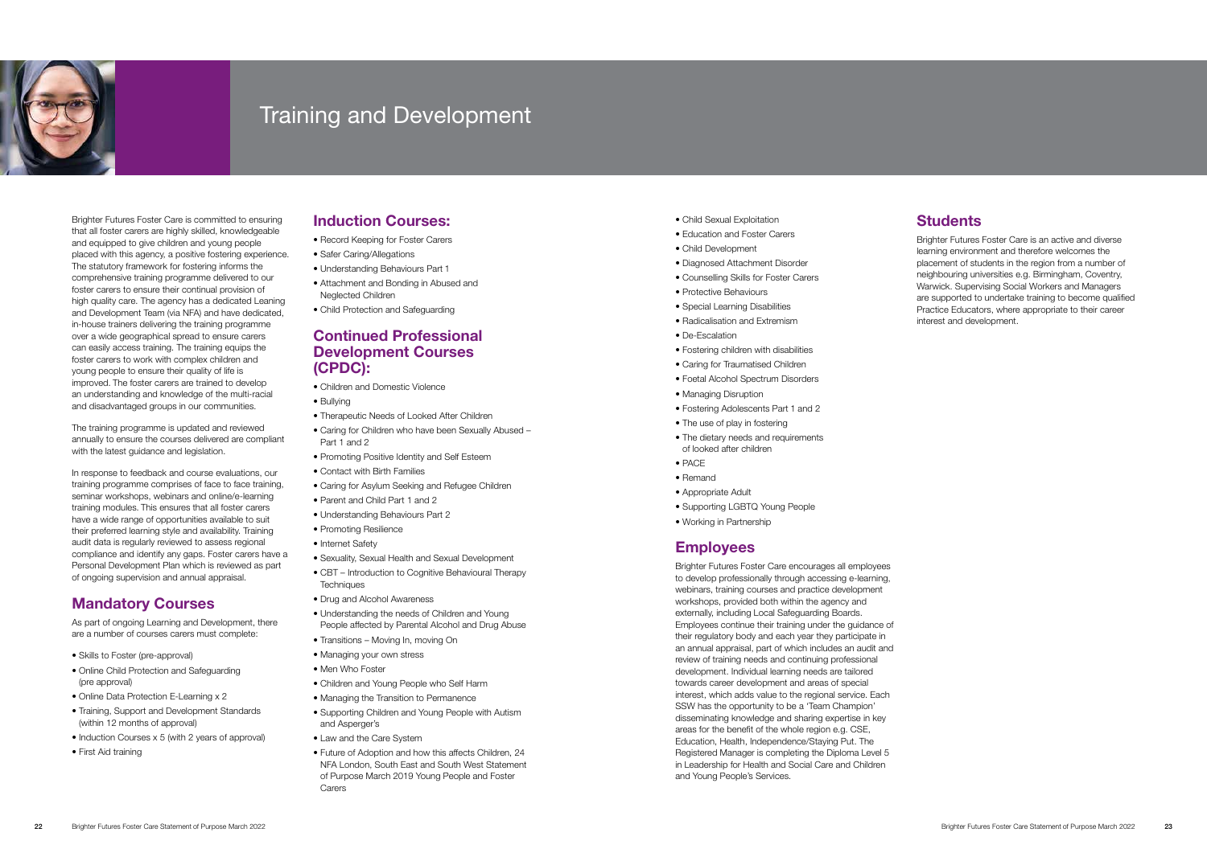# Training and Development

Brighter Futures Foster Care is committed to ensuring that all foster carers are highly skilled, knowledgeable and equipped to give children and young people placed with this agency, a positive fostering experience. The statutory framework for fostering informs the comprehensive training programme delivered to our foster carers to ensure their continual provision of high quality care. The agency has a dedicated Leaning and Development Team (via NFA) and have dedicated, in-house trainers delivering the training programme over a wide geographical spread to ensure carers can easily access training. The training equips the foster carers to work with complex children and young people to ensure their quality of life is improved. The foster carers are trained to develop an understanding and knowledge of the multi-racial and disadvantaged groups in our communities.

The training programme is updated and reviewed annually to ensure the courses delivered are compliant with the latest guidance and legislation.

In response to feedback and course evaluations, our training programme comprises of face to face training, seminar workshops, webinars and online/e-learning training modules. This ensures that all foster carers have a wide range of opportunities available to suit their preferred learning style and availability. Training audit data is regularly reviewed to assess regional compliance and identify any gaps. Foster carers have a Personal Development Plan which is reviewed as part of ongoing supervision and annual appraisal.

## Mandatory Courses

As part of ongoing Learning and Development, there are a number of courses carers must complete:

- Skills to Foster (pre-approval)
- Online Child Protection and Safeguarding (pre approval)
- Online Data Protection E-Learning x 2
- Training, Support and Development Standards (within 12 months of approval)
- Induction Courses x 5 (with 2 years of approval)
- First Aid training

## Induction Courses:

- Record Keeping for Foster Carers
- Safer Caring/Allegations
- Understanding Behaviours Part 1
- Attachment and Bonding in Abused and Neglected Children
- Child Protection and Safeguarding

## Continued Professional Development Courses (CPDC):

- Children and Domestic Violence
- Bullying
- Therapeutic Needs of Looked After Children
- Caring for Children who have been Sexually Abused – Part 1 and 2
- Promoting Positive Identity and Self Esteem
- Contact with Birth Families
- Caring for Asylum Seeking and Refugee Children
- Parent and Child Part 1 and 2
- Understanding Behaviours Part 2
- Promoting Resilience
- Internet Safety
- Sexuality, Sexual Health and Sexual Development
- CBT – Introduction to Cognitive Behavioural Therapy Techniques
- Drug and Alcohol Awareness
- Understanding the needs of Children and Young People affected by Parental Alcohol and Drug Abuse
- Transitions – Moving In, moving On
- Managing your own stress
- Men Who Foster
- Children and Young People who Self Harm
- Managing the Transition to Permanence
- Supporting Children and Young People with Autism and Asperger's
- Law and the Care System
- Future of Adoption and how this affects Children, 24 NFA London, South East and South West Statement of Purpose March 2019 Young People and Foster Carers
- Child Sexual Exploitation
- Education and Foster Carers
- Child Development
- Diagnosed Attachment Disorder
- Counselling Skills for Foster Carers
- Protective Behaviours
- Special Learning Disabilities
- Radicalisation and Extremism
- De-Escalation
- Fostering children with disabilities
- Caring for Traumatised Children
- Foetal Alcohol Spectrum Disorders
- Managing Disruption
- Fostering Adolescents Part 1 and 2
- The use of play in fostering
- The dietary needs and requirements of looked after children
- PACE
- Remand
- Appropriate Adult
- Supporting LGBTQ Young People
- Working in Partnership

## Employees

Brighter Futures Foster Care encourages all employees to develop professionally through accessing e-learning, webinars, training courses and practice development workshops, provided both within the agency and externally, including Local Safeguarding Boards. Employees continue their training under the guidance of their regulatory body and each year they participate in an annual appraisal, part of which includes an audit and review of training needs and continuing professional development. Individual learning needs are tailored towards career development and areas of special interest, which adds value to the regional service. Each SSW has the opportunity to be a 'Team Champion' disseminating knowledge and sharing expertise in key areas for the benefit of the whole region e.g. CSE, Education, Health, Independence/Staying Put. The Registered Manager is completing the Diploma Level 5 in Leadership for Health and Social Care and Children and Young People's Services.

## Students

Brighter Futures Foster Care is an active and diverse learning environment and therefore welcomes the placement of students in the region from a number of neighbouring universities e.g. Birmingham, Coventry, Warwick. Supervising Social Workers and Managers are supported to undertake training to become qualified Practice Educators, where appropriate to their career interest and development.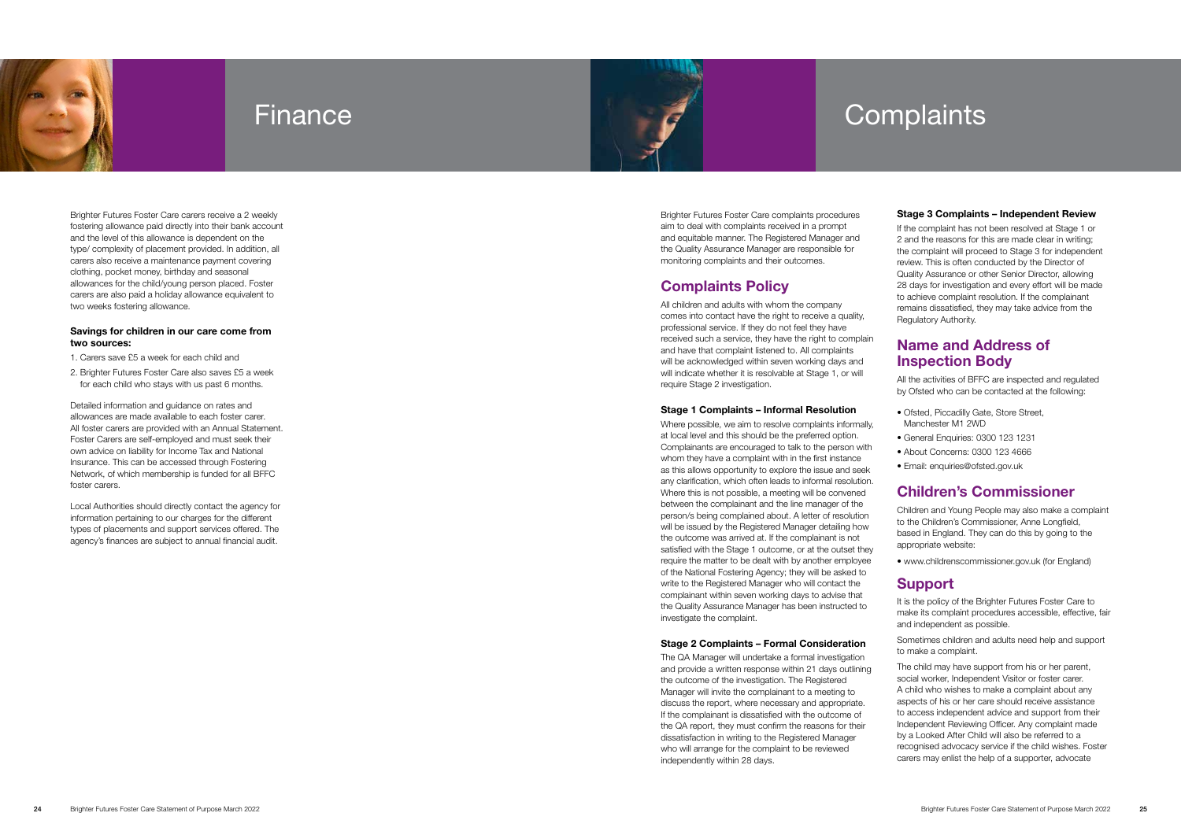# Finance

Brighter Futures Foster Care carers receive a 2 weekly fostering allowance paid directly into their bank account and the level of this allowance is dependent on the type/ complexity of placement provided. In addition, all carers also receive a maintenance payment covering clothing, pocket money, birthday and seasonal allowances for the child/young person placed. Foster carers are also paid a holiday allowance equivalent to two weeks fostering allowance.

**Savings for children in our care come from two sources:**

1. Carers save £5 a week for each child and
2. Brighter Futures Foster Care also saves £5 a week for each child who stays with us past 6 months.

Detailed information and guidance on rates and allowances are made available to each foster carer. All foster carers are provided with an Annual Statement. Foster Carers are self-employed and must seek their own advice on liability for Income Tax and National Insurance. This can be accessed through Fostering Network, of which membership is funded for all BFFC foster carers.

Local Authorities should directly contact the agency for information pertaining to our charges for the different types of placements and support services offered. The agency's finances are subject to annual financial audit.

# Complaints

Brighter Futures Foster Care complaints procedures aim to deal with complaints received in a prompt and equitable manner. The Registered Manager and the Quality Assurance Manager are responsible for monitoring complaints and their outcomes.

## Complaints Policy

All children and adults with whom the company comes into contact have the right to receive a quality, professional service. If they do not feel they have received such a service, they have the right to complain and have that complaint listened to. All complaints will be acknowledged within seven working days and will indicate whether it is resolvable at Stage 1, or will require Stage 2 investigation.

### Stage 1 Complaints – Informal Resolution

Where possible, we aim to resolve complaints informally, at local level and this should be the preferred option. Complainants are encouraged to talk to the person with whom they have a complaint with in the first instance as this allows opportunity to explore the issue and seek any clarification, which often leads to informal resolution. Where this is not possible, a meeting will be convened between the complainant and the line manager of the person/s being complained about. A letter of resolution will be issued by the Registered Manager detailing how the outcome was arrived at. If the complainant is not satisfied with the Stage 1 outcome, or at the outset they require the matter to be dealt with by another employee of the National Fostering Agency; they will be asked to write to the Registered Manager who will contact the complainant within seven working days to advise that the Quality Assurance Manager has been instructed to investigate the complaint.

### Stage 2 Complaints – Formal Consideration

The QA Manager will undertake a formal investigation and provide a written response within 21 days outlining the outcome of the investigation. The Registered Manager will invite the complainant to a meeting to discuss the report, where necessary and appropriate. If the complainant is dissatisfied with the outcome of the QA report, they must confirm the reasons for their dissatisfaction in writing to the Registered Manager who will arrange for the complaint to be reviewed independently within 28 days.

### Stage 3 Complaints – Independent Review

If the complaint has not been resolved at Stage 1 or 2 and the reasons for this are made clear in writing; the complaint will proceed to Stage 3 for independent review. This is often conducted by the Director of Quality Assurance or other Senior Director, allowing 28 days for investigation and every effort will be made to achieve complaint resolution. If the complainant remains dissatisfied, they may take advice from the Regulatory Authority.

## Name and Address of Inspection Body

All the activities of BFFC are inspected and regulated by Ofsted who can be contacted at the following:

- Ofsted, Piccadilly Gate, Store Street, Manchester M1 2WD
- General Enquiries: 0300 123 1231
- About Concerns: 0300 123 4666
- Email: enquiries@ofsted.gov.uk

## Children's Commissioner

Children and Young People may also make a complaint to the Children's Commissioner, Anne Longfield, based in England. They can do this by going to the appropriate website:

- www.childrenscommissioner.gov.uk (for England)

## Support

It is the policy of the Brighter Futures Foster Care to make its complaint procedures accessible, effective, fair and independent as possible.

Sometimes children and adults need help and support to make a complaint.

The child may have support from his or her parent, social worker, Independent Visitor or foster carer. A child who wishes to make a complaint about any aspects of his or her care should receive assistance to access independent advice and support from their Independent Reviewing Officer. Any complaint made by a Looked After Child will also be referred to a recognised advocacy service if the child wishes. Foster carers may enlist the help of a supporter, advocate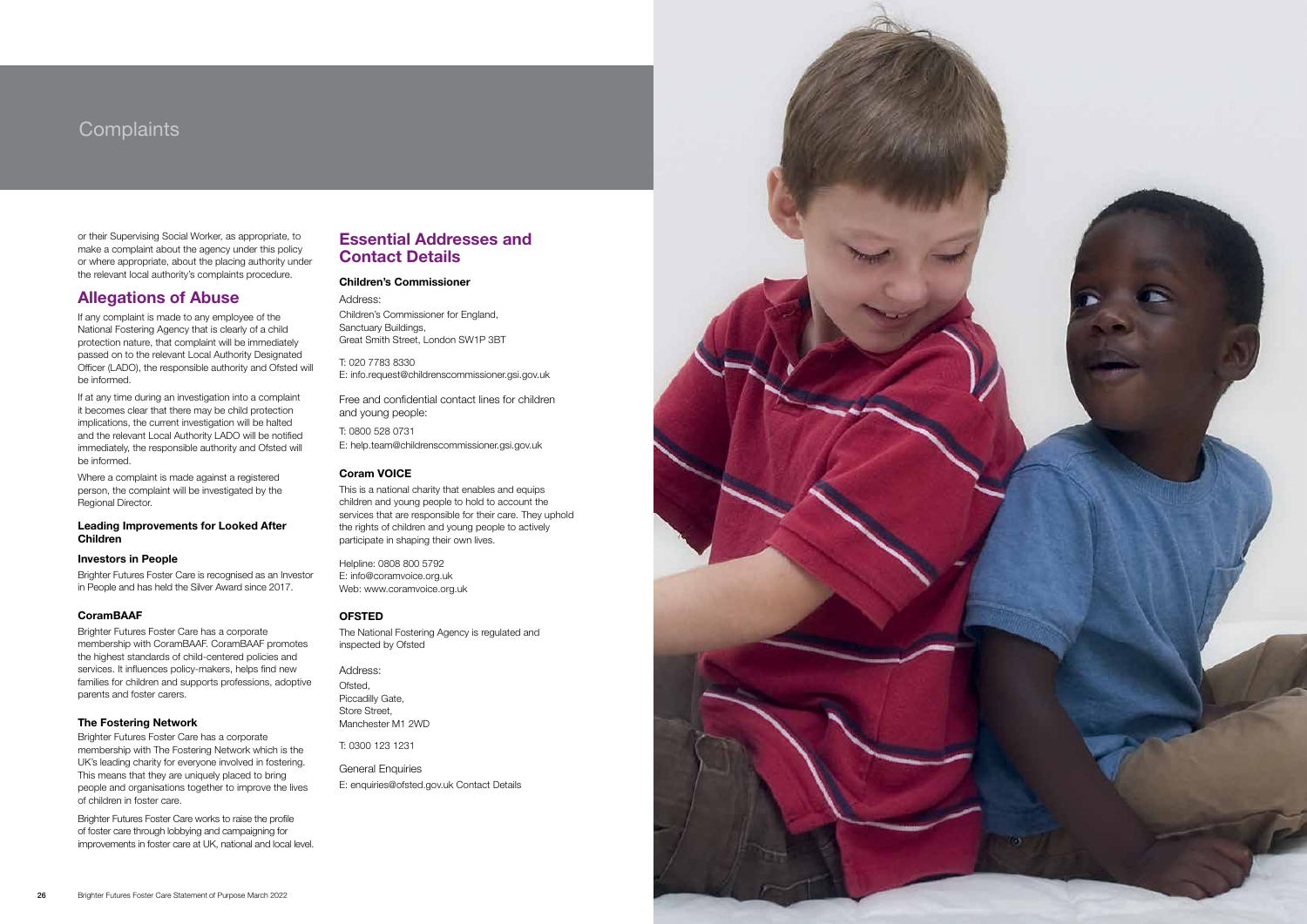# Complaints

or their Supervising Social Worker, as appropriate, to make a complaint about the agency under this policy or where appropriate, about the placing authority under the relevant local authority's complaints procedure.

## Allegations of Abuse

If any complaint is made to any employee of the National Fostering Agency that is clearly of a child protection nature, that complaint will be immediately passed on to the relevant Local Authority Designated Officer (LADO), the responsible authority and Ofsted will be informed.

If at any time during an investigation into a complaint it becomes clear that there may be child protection implications, the current investigation will be halted and the relevant Local Authority LADO will be notified immediately, the responsible authority and Ofsted will be informed.

Where a complaint is made against a registered person, the complaint will be investigated by the Regional Director.

### Leading Improvements for Looked After Children

### Investors in People

Brighter Futures Foster Care is recognised as an Investor in People and has held the Silver Award since 2017.

### CoramBAAF

Brighter Futures Foster Care has a corporate membership with CoramBAAF. CoramBAAF promotes the highest standards of child-centered policies and services. It influences policy-makers, helps find new families for children and supports professions, adoptive parents and foster carers.

### The Fostering Network

Brighter Futures Foster Care has a corporate membership with The Fostering Network which is the UK's leading charity for everyone involved in fostering. This means that they are uniquely placed to bring people and organisations together to improve the lives of children in foster care.

Brighter Futures Foster Care works to raise the profile of foster care through lobbying and campaigning for improvements in foster care at UK, national and local level.

## Essential Addresses and Contact Details

### Children's Commissioner

Address:

Children's Commissioner for England,
Sanctuary Buildings,
Great Smith Street, London SW1P 3BT

T: 020 7783 8330
E: info.request@childrenscommissioner.gsi.gov.uk

Free and confidential contact lines for children and young people:

T: 0800 528 0731
E: help.team@childrenscommissioner.gsi.gov.uk

### Coram VOICE

This is a national charity that enables and equips children and young people to hold to account the services that are responsible for their care. They uphold the rights of children and young people to actively participate in shaping their own lives.

Helpline: 0808 800 5792
E: info@coramvoice.org.uk
Web: www.coramvoice.org.uk

### OFSTED

The National Fostering Agency is regulated and inspected by Ofsted

Address:

Ofsted,
Piccadilly Gate,
Store Street,
Manchester M1 2WD

T: 0300 123 1231

General Enquiries

E: enquiries@ofsted.gov.uk Contact Details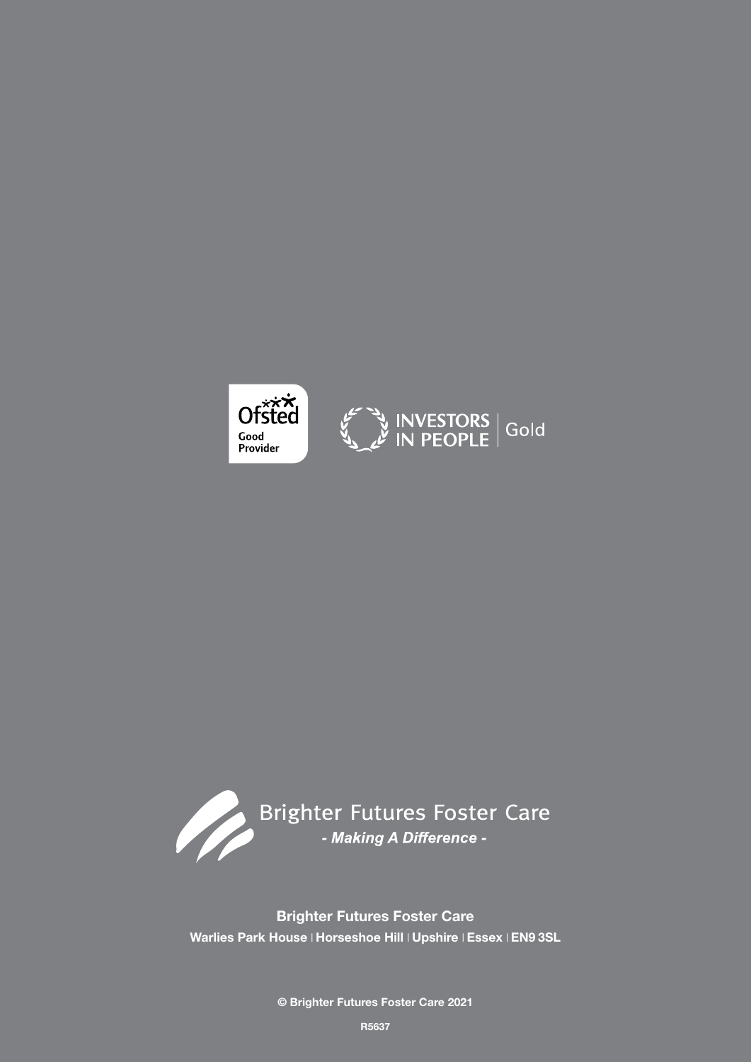Ofsted
Good
Provider

INVESTORS IN PEOPLE | Gold

Brighter Futures Foster Care

*- Making A Difference -*

**Brighter Futures Foster Care**

**Warlies Park House | Horseshoe Hill | Upshire | Essex | EN9 3SL**

**© Brighter Futures Foster Care 2021**

**R5637**